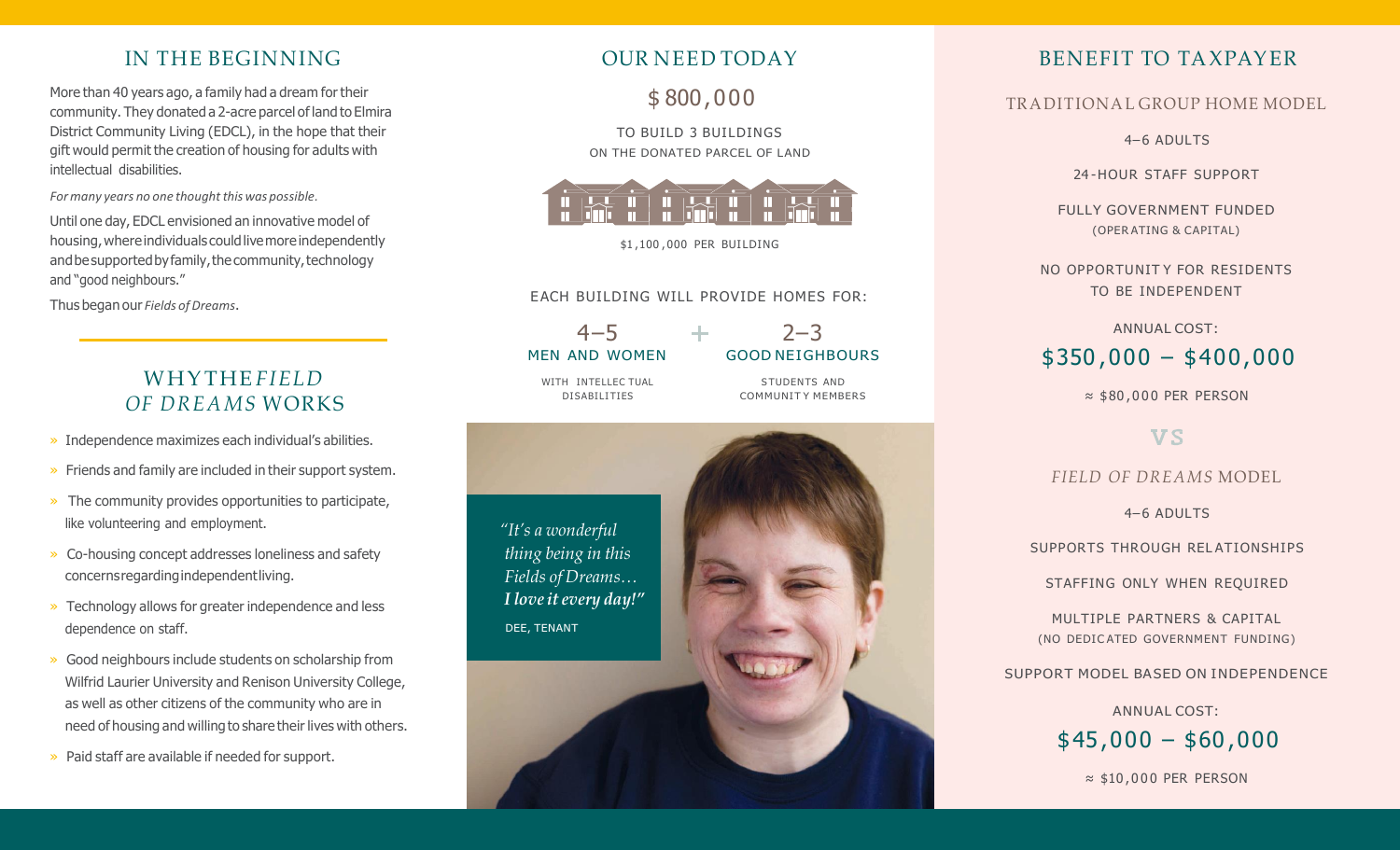## IN THE BEGINNING

More than 40 years ago, a family had a dream for their community. They donated a 2-acre parcel of land to Elmira District Community Living (EDCL), in the hope that their gift would permit the creation of housing for adults with intellectual disabilities.

*For many years no one thought this was possible.*

Until one day, EDCL envisioned an innovative model of housing, where individuals could live more independently and be supported by family, the community, technology and "good neighbours."

Thus began our *Fields of Dreams*.

## WHY THE *FIELD OF DREAMS* WORKS

- Independence maximizes each individual's abilities.
- Friends and family are included in their support system.
- The community provides opportunities to participate, like volunteering and employment.
- Co-housing concept addresses loneliness and safety concerns regarding independent living.
- Technology allows for greater independence and less dependence on staff.
- Good neighbours include students on scholarship from Wilfrid Laurier University and Renison University College, as well as other citizens of the community who are in need of housing and willing to share their lives with others.
- Paid staff are available if needed for support.

## OUR NEED TODAY

**$800,000**

TO BUILD 3 BUILDINGS ON THE DONATED PARCEL OF LAND

$1,100,000 PER BUILDING

EACH BUILDING WILL PROVIDE HOMES FOR:

**4–5** MEN AND WOMEN WITH INTELLECTUAL DISABILITIES + **2–3** GOOD NEIGHBOURS STUDENTS AND COMMUNITY MEMBERS

> *"It's a wonderful thing being in this Fields of Dreams… **I love it every day!"***
>
> DEE, TENANT

## BENEFIT TO TAXPAYER

### TRADITIONAL GROUP HOME MODEL

4–6 ADULTS

24-HOUR STAFF SUPPORT

FULLY GOVERNMENT FUNDED (OPERATING & CAPITAL)

NO OPPORTUNITY FOR RESIDENTS TO BE INDEPENDENT

ANNUAL COST:

**$350,000 – $400,000**

≈ $80,000 PER PERSON

**VS**

### *FIELD OF DREAMS* MODEL

4–6 ADULTS

SUPPORTS THROUGH RELATIONSHIPS

STAFFING ONLY WHEN REQUIRED

MULTIPLE PARTNERS & CAPITAL (NO DEDICATED GOVERNMENT FUNDING)

SUPPORT MODEL BASED ON INDEPENDENCE

ANNUAL COST:

**$45,000 – $60,000**

≈ $10,000 PER PERSON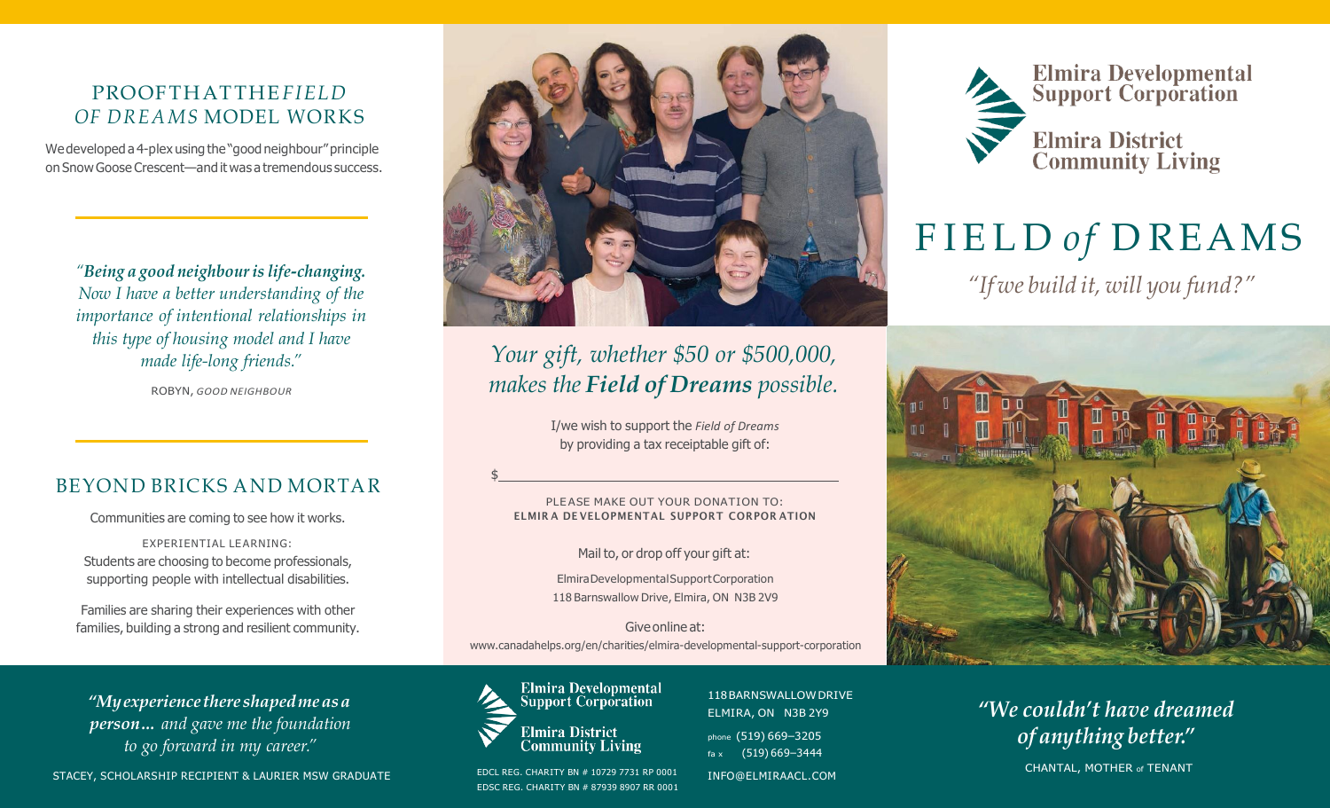## PROOF THAT THE *FIELD OF DREAMS* MODEL WORKS

We developed a 4-plex using the "good neighbour" principle on Snow Goose Crescent—and it was a tremendous success.

*"**Being a good neighbour is life-changing.** Now I have a better understanding of the importance of intentional relationships in this type of housing model and I have made life-long friends."*

ROBYN, *GOOD NEIGHBOUR*

## BEYOND BRICKS AND MORTAR

Communities are coming to see how it works.

EXPERIENTIAL LEARNING:
Students are choosing to become professionals, supporting people with intellectual disabilities.

Families are sharing their experiences with other families, building a strong and resilient community.

*"**My experience there shaped me as a person…** and gave me the foundation to go forward in my career."*

STACEY, SCHOLARSHIP RECIPIENT & LAURIER MSW GRADUATE

*Your gift, whether $50 or $500,000, makes the **Field of Dreams** possible.*

I/we wish to support the *Field of Dreams* by providing a tax receiptable gift of:

$________________________________

PLEASE MAKE OUT YOUR DONATION TO:
**ELMIRA DEVELOPMENTAL SUPPORT CORPORATION**

Mail to, or drop off your gift at:

Elmira Developmental Support Corporation
118 Barnswallow Drive, Elmira, ON N3B 2V9

Give online at:
www.canadahelps.org/en/charities/elmira-developmental-support-corporation

Elmira Developmental Support Corporation
Elmira District Community Living

EDCL REG. CHARITY BN # 10729 7731 RP 0001
EDSC REG. CHARITY BN # 87939 8907 RR 0001

118 BARNSWALLOW DRIVE
ELMIRA, ON N3B 2Y9
phone (519) 669–3205
fax (519) 669–3444
INFO@ELMIRAACL.COM

Elmira Developmental Support Corporation
Elmira District Community Living

# FIELD *of* DREAMS

*"If we build it, will you fund?"*

*"We couldn't have dreamed of anything better."*

CHANTAL, MOTHER of TENANT